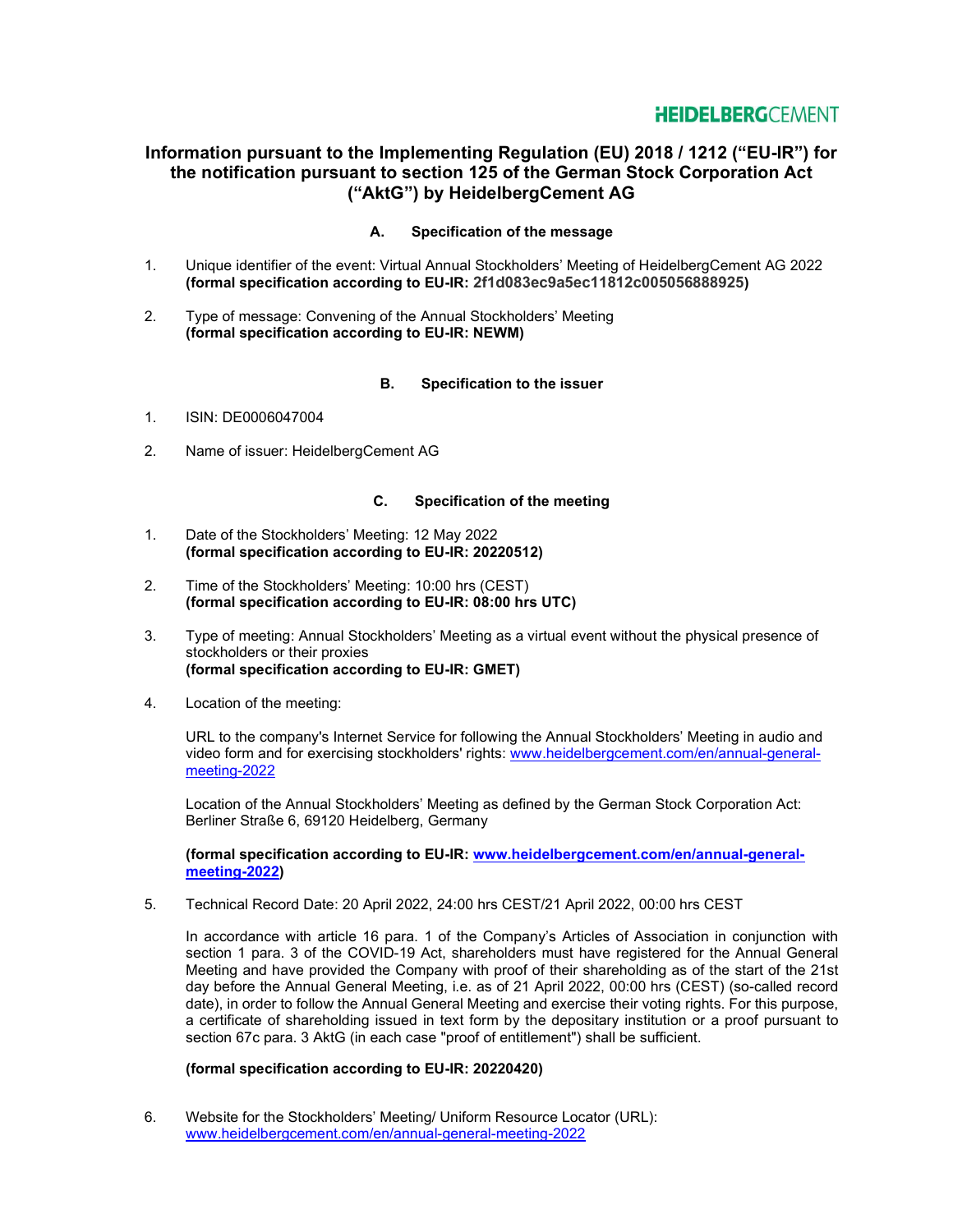HEIDELBERGCEMENT

# Information pursuant to the Implementing Regulation (EU) 2018 / 1212 ("EU-IR") for the notification pursuant to section 125 of the German Stock Corporation Act ("AktG") by HeidelbergCement AG

## A. Specification of the message

1. Unique identifier of the event: Virtual Annual Stockholders' Meeting of HeidelbergCement AG 2022 **(formal specification according to EU-IR: 2f1d083ec9a5ec11812c005056888925)**

2. Type of message: Convening of the Annual Stockholders' Meeting **(formal specification according to EU-IR: NEWM)**

## B. Specification to the issuer

1. ISIN: DE0006047004

2. Name of issuer: HeidelbergCement AG

## C. Specification of the meeting

1. Date of the Stockholders' Meeting: 12 May 2022 **(formal specification according to EU-IR: 20220512)**

2. Time of the Stockholders' Meeting: 10:00 hrs (CEST) **(formal specification according to EU-IR: 08:00 hrs UTC)**

3. Type of meeting: Annual Stockholders' Meeting as a virtual event without the physical presence of stockholders or their proxies **(formal specification according to EU-IR: GMET)**

4. Location of the meeting:

   URL to the company's Internet Service for following the Annual Stockholders' Meeting in audio and video form and for exercising stockholders' rights: www.heidelbergcement.com/en/annual-general-meeting-2022

   Location of the Annual Stockholders' Meeting as defined by the German Stock Corporation Act: Berliner Straße 6, 69120 Heidelberg, Germany

   **(formal specification according to EU-IR: www.heidelbergcement.com/en/annual-general-meeting-2022)**

5. Technical Record Date: 20 April 2022, 24:00 hrs CEST/21 April 2022, 00:00 hrs CEST

   In accordance with article 16 para. 1 of the Company's Articles of Association in conjunction with section 1 para. 3 of the COVID-19 Act, shareholders must have registered for the Annual General Meeting and have provided the Company with proof of their shareholding as of the start of the 21st day before the Annual General Meeting, i.e. as of 21 April 2022, 00:00 hrs (CEST) (so-called record date), in order to follow the Annual General Meeting and exercise their voting rights. For this purpose, a certificate of shareholding issued in text form by the depositary institution or a proof pursuant to section 67c para. 3 AktG (in each case "proof of entitlement") shall be sufficient.

   **(formal specification according to EU-IR: 20220420)**

6. Website for the Stockholders' Meeting/ Uniform Resource Locator (URL): www.heidelbergcement.com/en/annual-general-meeting-2022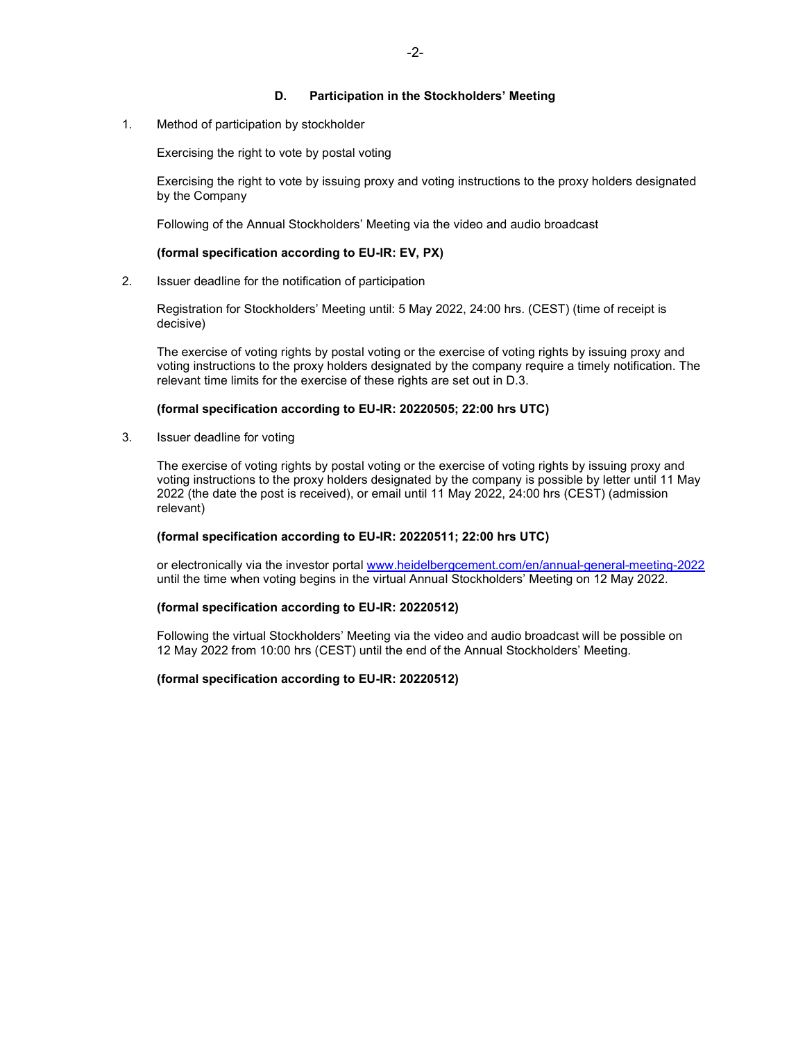## D. Participation in the Stockholders' Meeting

1. Method of participation by stockholder

   Exercising the right to vote by postal voting

   Exercising the right to vote by issuing proxy and voting instructions to the proxy holders designated by the Company

   Following of the Annual Stockholders' Meeting via the video and audio broadcast

   **(formal specification according to EU-IR: EV, PX)**

2. Issuer deadline for the notification of participation

   Registration for Stockholders' Meeting until: 5 May 2022, 24:00 hrs. (CEST) (time of receipt is decisive)

   The exercise of voting rights by postal voting or the exercise of voting rights by issuing proxy and voting instructions to the proxy holders designated by the company require a timely notification. The relevant time limits for the exercise of these rights are set out in D.3.

   **(formal specification according to EU-IR: 20220505; 22:00 hrs UTC)**

3. Issuer deadline for voting

   The exercise of voting rights by postal voting or the exercise of voting rights by issuing proxy and voting instructions to the proxy holders designated by the company is possible by letter until 11 May 2022 (the date the post is received), or email until 11 May 2022, 24:00 hrs (CEST) (admission relevant)

   **(formal specification according to EU-IR: 20220511; 22:00 hrs UTC)**

   or electronically via the investor portal www.heidelbergcement.com/en/annual-general-meeting-2022 until the time when voting begins in the virtual Annual Stockholders' Meeting on 12 May 2022.

   **(formal specification according to EU-IR: 20220512)**

   Following the virtual Stockholders' Meeting via the video and audio broadcast will be possible on 12 May 2022 from 10:00 hrs (CEST) until the end of the Annual Stockholders' Meeting.

   **(formal specification according to EU-IR: 20220512)**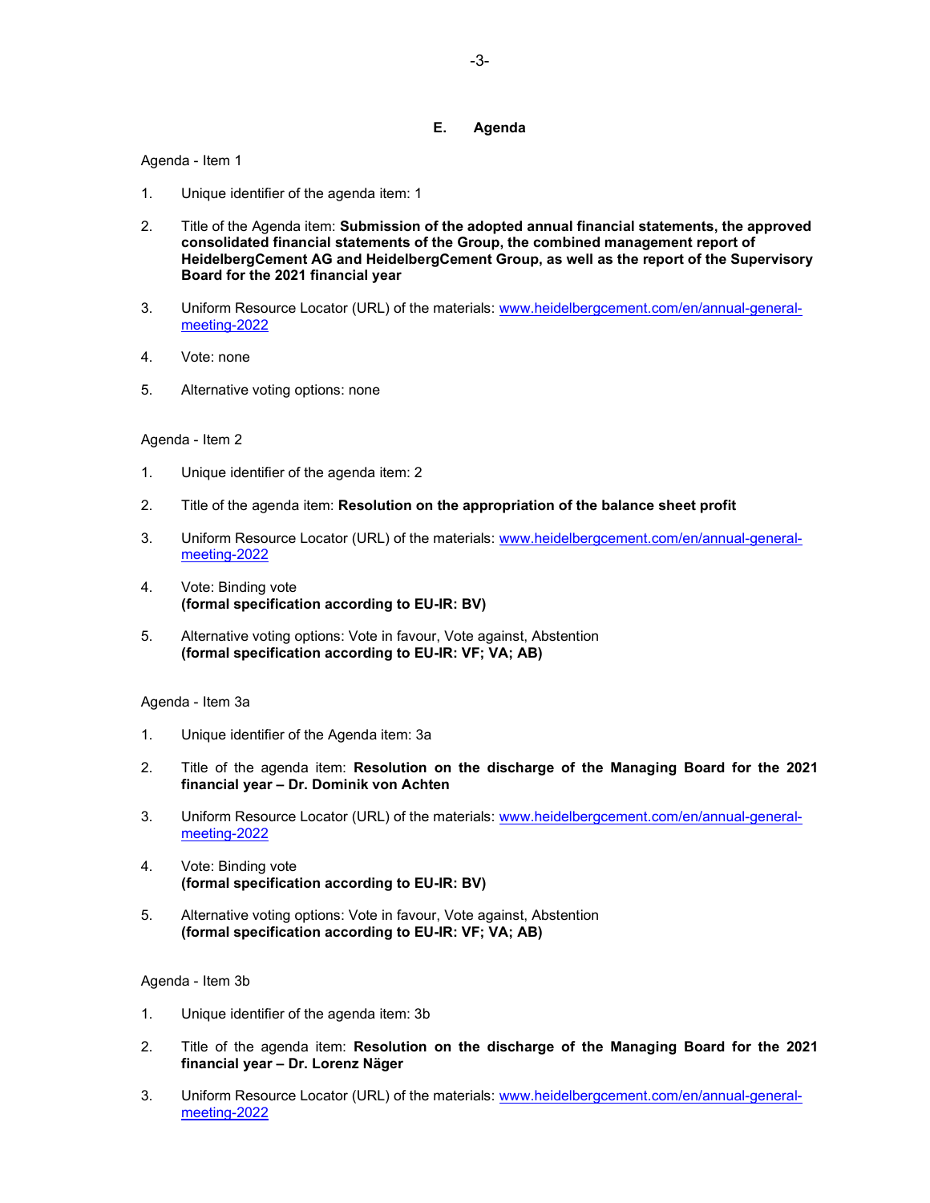## E. Agenda

Agenda - Item 1

1. Unique identifier of the agenda item: 1
2. Title of the Agenda item: **Submission of the adopted annual financial statements, the approved consolidated financial statements of the Group, the combined management report of HeidelbergCement AG and HeidelbergCement Group, as well as the report of the Supervisory Board for the 2021 financial year**
3. Uniform Resource Locator (URL) of the materials: www.heidelbergcement.com/en/annual-general-meeting-2022
4. Vote: none
5. Alternative voting options: none

Agenda - Item 2

1. Unique identifier of the agenda item: 2
2. Title of the agenda item: **Resolution on the appropriation of the balance sheet profit**
3. Uniform Resource Locator (URL) of the materials: www.heidelbergcement.com/en/annual-general-meeting-2022
4. Vote: Binding vote
   **(formal specification according to EU-IR: BV)**
5. Alternative voting options: Vote in favour, Vote against, Abstention
   **(formal specification according to EU-IR: VF; VA; AB)**

Agenda - Item 3a

1. Unique identifier of the Agenda item: 3a
2. Title of the agenda item: **Resolution on the discharge of the Managing Board for the 2021 financial year – Dr. Dominik von Achten**
3. Uniform Resource Locator (URL) of the materials: www.heidelbergcement.com/en/annual-general-meeting-2022
4. Vote: Binding vote
   **(formal specification according to EU-IR: BV)**
5. Alternative voting options: Vote in favour, Vote against, Abstention
   **(formal specification according to EU-IR: VF; VA; AB)**

Agenda - Item 3b

1. Unique identifier of the agenda item: 3b
2. Title of the agenda item: **Resolution on the discharge of the Managing Board for the 2021 financial year – Dr. Lorenz Näger**
3. Uniform Resource Locator (URL) of the materials: www.heidelbergcement.com/en/annual-general-meeting-2022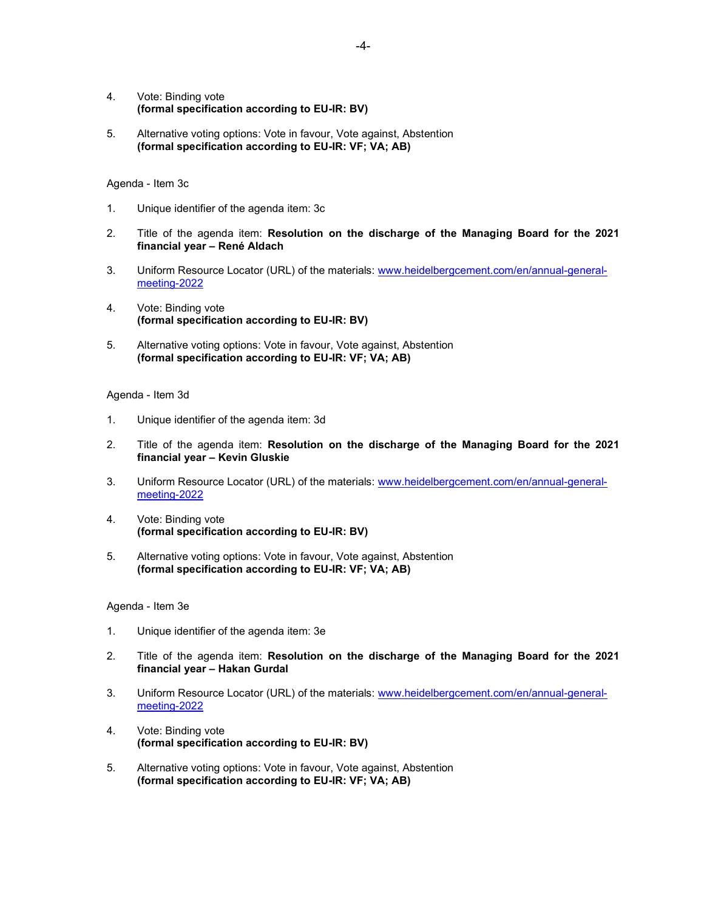4. Vote: Binding vote
   **(formal specification according to EU-IR: BV)**

5. Alternative voting options: Vote in favour, Vote against, Abstention
   **(formal specification according to EU-IR: VF; VA; AB)**

Agenda - Item 3c

1. Unique identifier of the agenda item: 3c

2. Title of the agenda item: **Resolution on the discharge of the Managing Board for the 2021 financial year – René Aldach**

3. Uniform Resource Locator (URL) of the materials: www.heidelbergcement.com/en/annual-general-meeting-2022

4. Vote: Binding vote
   **(formal specification according to EU-IR: BV)**

5. Alternative voting options: Vote in favour, Vote against, Abstention
   **(formal specification according to EU-IR: VF; VA; AB)**

Agenda - Item 3d

1. Unique identifier of the agenda item: 3d

2. Title of the agenda item: **Resolution on the discharge of the Managing Board for the 2021 financial year – Kevin Gluskie**

3. Uniform Resource Locator (URL) of the materials: www.heidelbergcement.com/en/annual-general-meeting-2022

4. Vote: Binding vote
   **(formal specification according to EU-IR: BV)**

5. Alternative voting options: Vote in favour, Vote against, Abstention
   **(formal specification according to EU-IR: VF; VA; AB)**

Agenda - Item 3e

1. Unique identifier of the agenda item: 3e

2. Title of the agenda item: **Resolution on the discharge of the Managing Board for the 2021 financial year – Hakan Gurdal**

3. Uniform Resource Locator (URL) of the materials: www.heidelbergcement.com/en/annual-general-meeting-2022

4. Vote: Binding vote
   **(formal specification according to EU-IR: BV)**

5. Alternative voting options: Vote in favour, Vote against, Abstention
   **(formal specification according to EU-IR: VF; VA; AB)**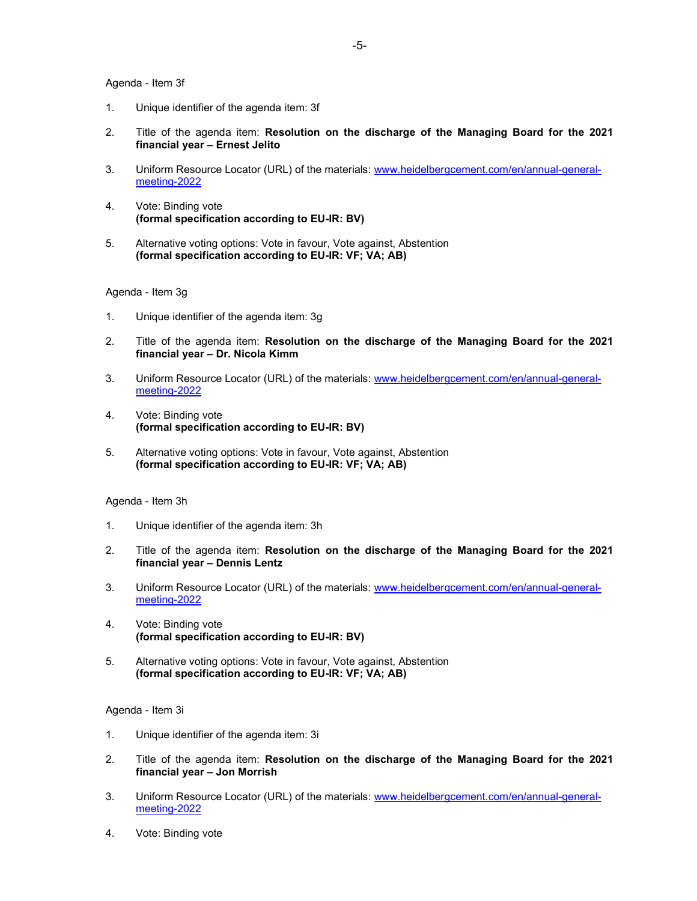Agenda - Item 3f

1. Unique identifier of the agenda item: 3f
2. Title of the agenda item: **Resolution on the discharge of the Managing Board for the 2021 financial year – Ernest Jelito**
3. Uniform Resource Locator (URL) of the materials: [www.heidelbergcement.com/en/annual-general-meeting-2022](www.heidelbergcement.com/en/annual-general-meeting-2022)
4. Vote: Binding vote
   **(formal specification according to EU-IR: BV)**
5. Alternative voting options: Vote in favour, Vote against, Abstention
   **(formal specification according to EU-IR: VF; VA; AB)**

Agenda - Item 3g

1. Unique identifier of the agenda item: 3g
2. Title of the agenda item: **Resolution on the discharge of the Managing Board for the 2021 financial year – Dr. Nicola Kimm**
3. Uniform Resource Locator (URL) of the materials: [www.heidelbergcement.com/en/annual-general-meeting-2022](www.heidelbergcement.com/en/annual-general-meeting-2022)
4. Vote: Binding vote
   **(formal specification according to EU-IR: BV)**
5. Alternative voting options: Vote in favour, Vote against, Abstention
   **(formal specification according to EU-IR: VF; VA; AB)**

Agenda - Item 3h

1. Unique identifier of the agenda item: 3h
2. Title of the agenda item: **Resolution on the discharge of the Managing Board for the 2021 financial year – Dennis Lentz**
3. Uniform Resource Locator (URL) of the materials: [www.heidelbergcement.com/en/annual-general-meeting-2022](www.heidelbergcement.com/en/annual-general-meeting-2022)
4. Vote: Binding vote
   **(formal specification according to EU-IR: BV)**
5. Alternative voting options: Vote in favour, Vote against, Abstention
   **(formal specification according to EU-IR: VF; VA; AB)**

Agenda - Item 3i

1. Unique identifier of the agenda item: 3i
2. Title of the agenda item: **Resolution on the discharge of the Managing Board for the 2021 financial year – Jon Morrish**
3. Uniform Resource Locator (URL) of the materials: [www.heidelbergcement.com/en/annual-general-meeting-2022](www.heidelbergcement.com/en/annual-general-meeting-2022)
4. Vote: Binding vote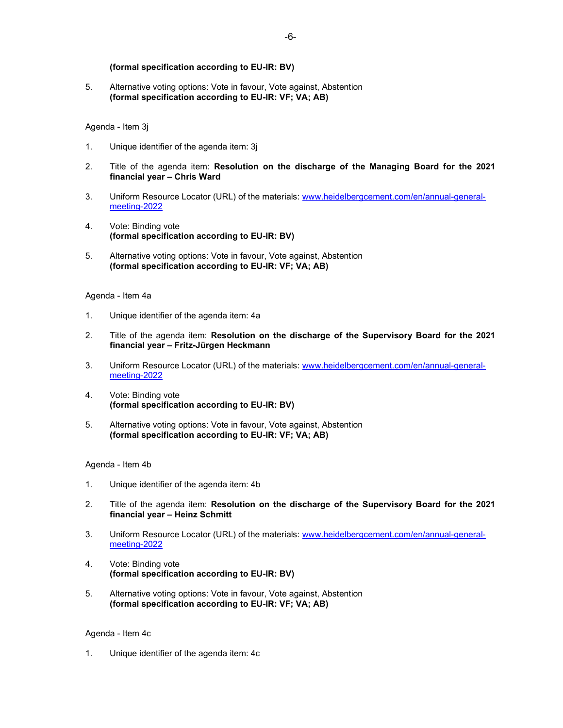**(formal specification according to EU-IR: BV)**

5. Alternative voting options: Vote in favour, Vote against, Abstention
**(formal specification according to EU-IR: VF; VA; AB)**

Agenda - Item 3j

1. Unique identifier of the agenda item: 3j

2. Title of the agenda item: **Resolution on the discharge of the Managing Board for the 2021 financial year – Chris Ward**

3. Uniform Resource Locator (URL) of the materials: [www.heidelbergcement.com/en/annual-general-meeting-2022](www.heidelbergcement.com/en/annual-general-meeting-2022)

4. Vote: Binding vote
**(formal specification according to EU-IR: BV)**

5. Alternative voting options: Vote in favour, Vote against, Abstention
**(formal specification according to EU-IR: VF; VA; AB)**

Agenda - Item 4a

1. Unique identifier of the agenda item: 4a

2. Title of the agenda item: **Resolution on the discharge of the Supervisory Board for the 2021 financial year – Fritz-Jürgen Heckmann**

3. Uniform Resource Locator (URL) of the materials: [www.heidelbergcement.com/en/annual-general-meeting-2022](www.heidelbergcement.com/en/annual-general-meeting-2022)

4. Vote: Binding vote
**(formal specification according to EU-IR: BV)**

5. Alternative voting options: Vote in favour, Vote against, Abstention
**(formal specification according to EU-IR: VF; VA; AB)**

Agenda - Item 4b

1. Unique identifier of the agenda item: 4b

2. Title of the agenda item: **Resolution on the discharge of the Supervisory Board for the 2021 financial year – Heinz Schmitt**

3. Uniform Resource Locator (URL) of the materials: [www.heidelbergcement.com/en/annual-general-meeting-2022](www.heidelbergcement.com/en/annual-general-meeting-2022)

4. Vote: Binding vote
**(formal specification according to EU-IR: BV)**

5. Alternative voting options: Vote in favour, Vote against, Abstention
**(formal specification according to EU-IR: VF; VA; AB)**

Agenda - Item 4c

1. Unique identifier of the agenda item: 4c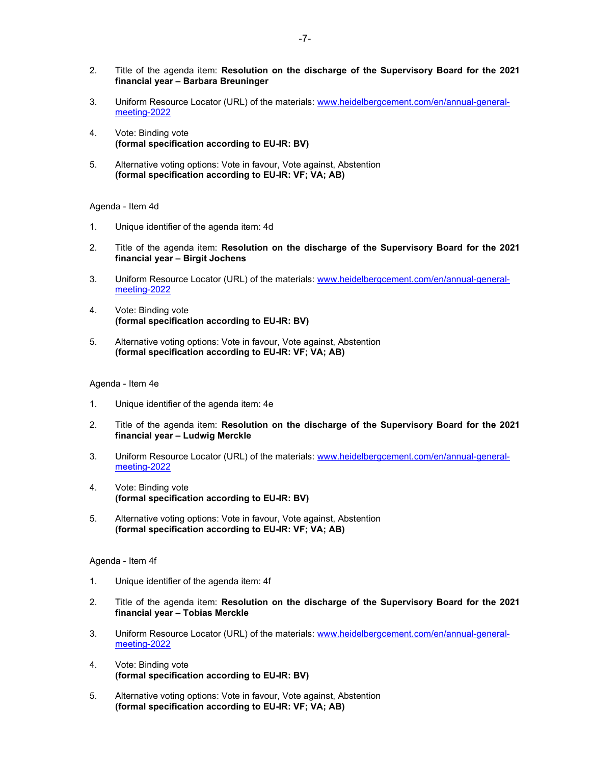2. Title of the agenda item: **Resolution on the discharge of the Supervisory Board for the 2021 financial year – Barbara Breuninger**

3. Uniform Resource Locator (URL) of the materials: [www.heidelbergcement.com/en/annual-general-meeting-2022](www.heidelbergcement.com/en/annual-general-meeting-2022)

4. Vote: Binding vote
   **(formal specification according to EU-IR: BV)**

5. Alternative voting options: Vote in favour, Vote against, Abstention
   **(formal specification according to EU-IR: VF; VA; AB)**

Agenda - Item 4d

1. Unique identifier of the agenda item: 4d

2. Title of the agenda item: **Resolution on the discharge of the Supervisory Board for the 2021 financial year – Birgit Jochens**

3. Uniform Resource Locator (URL) of the materials: [www.heidelbergcement.com/en/annual-general-meeting-2022](www.heidelbergcement.com/en/annual-general-meeting-2022)

4. Vote: Binding vote
   **(formal specification according to EU-IR: BV)**

5. Alternative voting options: Vote in favour, Vote against, Abstention
   **(formal specification according to EU-IR: VF; VA; AB)**

Agenda - Item 4e

1. Unique identifier of the agenda item: 4e

2. Title of the agenda item: **Resolution on the discharge of the Supervisory Board for the 2021 financial year – Ludwig Merckle**

3. Uniform Resource Locator (URL) of the materials: [www.heidelbergcement.com/en/annual-general-meeting-2022](www.heidelbergcement.com/en/annual-general-meeting-2022)

4. Vote: Binding vote
   **(formal specification according to EU-IR: BV)**

5. Alternative voting options: Vote in favour, Vote against, Abstention
   **(formal specification according to EU-IR: VF; VA; AB)**

Agenda - Item 4f

1. Unique identifier of the agenda item: 4f

2. Title of the agenda item: **Resolution on the discharge of the Supervisory Board for the 2021 financial year – Tobias Merckle**

3. Uniform Resource Locator (URL) of the materials: [www.heidelbergcement.com/en/annual-general-meeting-2022](www.heidelbergcement.com/en/annual-general-meeting-2022)

4. Vote: Binding vote
   **(formal specification according to EU-IR: BV)**

5. Alternative voting options: Vote in favour, Vote against, Abstention
   **(formal specification according to EU-IR: VF; VA; AB)**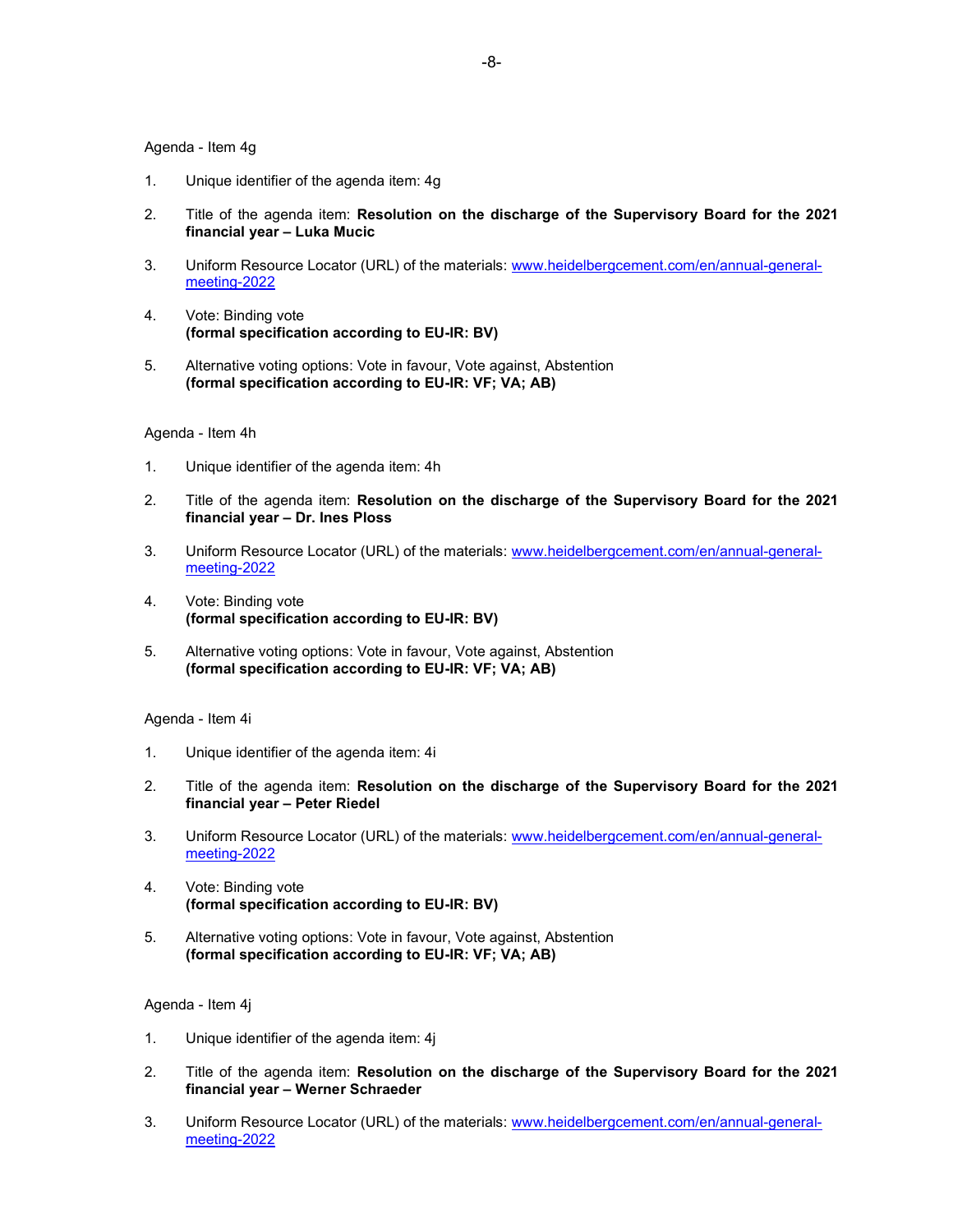Agenda - Item 4g

1. Unique identifier of the agenda item: 4g
2. Title of the agenda item: **Resolution on the discharge of the Supervisory Board for the 2021 financial year – Luka Mucic**
3. Uniform Resource Locator (URL) of the materials: www.heidelbergcement.com/en/annual-general-meeting-2022
4. Vote: Binding vote
**(formal specification according to EU-IR: BV)**
5. Alternative voting options: Vote in favour, Vote against, Abstention
**(formal specification according to EU-IR: VF; VA; AB)**

Agenda - Item 4h

1. Unique identifier of the agenda item: 4h
2. Title of the agenda item: **Resolution on the discharge of the Supervisory Board for the 2021 financial year – Dr. Ines Ploss**
3. Uniform Resource Locator (URL) of the materials: www.heidelbergcement.com/en/annual-general-meeting-2022
4. Vote: Binding vote
**(formal specification according to EU-IR: BV)**
5. Alternative voting options: Vote in favour, Vote against, Abstention
**(formal specification according to EU-IR: VF; VA; AB)**

Agenda - Item 4i

1. Unique identifier of the agenda item: 4i
2. Title of the agenda item: **Resolution on the discharge of the Supervisory Board for the 2021 financial year – Peter Riedel**
3. Uniform Resource Locator (URL) of the materials: www.heidelbergcement.com/en/annual-general-meeting-2022
4. Vote: Binding vote
**(formal specification according to EU-IR: BV)**
5. Alternative voting options: Vote in favour, Vote against, Abstention
**(formal specification according to EU-IR: VF; VA; AB)**

Agenda - Item 4j

1. Unique identifier of the agenda item: 4j
2. Title of the agenda item: **Resolution on the discharge of the Supervisory Board for the 2021 financial year – Werner Schraeder**
3. Uniform Resource Locator (URL) of the materials: www.heidelbergcement.com/en/annual-general-meeting-2022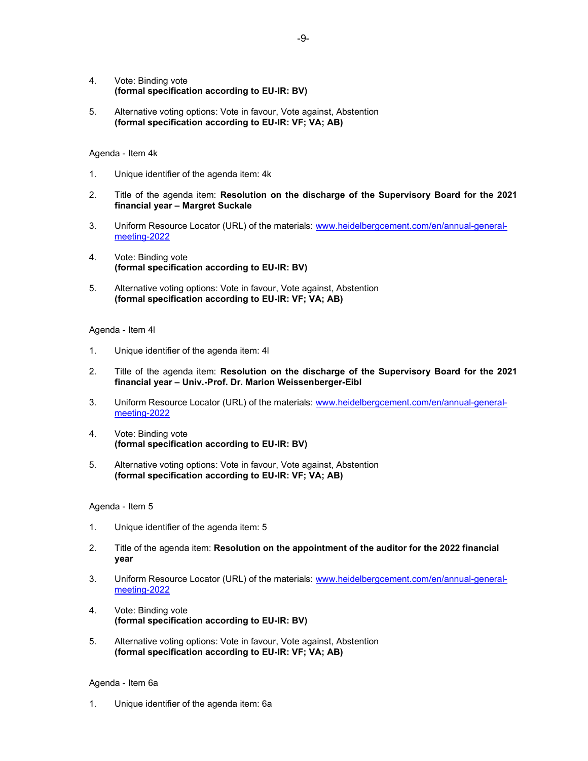4. Vote: Binding vote
   **(formal specification according to EU-IR: BV)**

5. Alternative voting options: Vote in favour, Vote against, Abstention
   **(formal specification according to EU-IR: VF; VA; AB)**

Agenda - Item 4k

1. Unique identifier of the agenda item: 4k

2. Title of the agenda item: **Resolution on the discharge of the Supervisory Board for the 2021 financial year – Margret Suckale**

3. Uniform Resource Locator (URL) of the materials: www.heidelbergcement.com/en/annual-general-meeting-2022

4. Vote: Binding vote
   **(formal specification according to EU-IR: BV)**

5. Alternative voting options: Vote in favour, Vote against, Abstention
   **(formal specification according to EU-IR: VF; VA; AB)**

Agenda - Item 4l

1. Unique identifier of the agenda item: 4l

2. Title of the agenda item: **Resolution on the discharge of the Supervisory Board for the 2021 financial year – Univ.-Prof. Dr. Marion Weissenberger-Eibl**

3. Uniform Resource Locator (URL) of the materials: www.heidelbergcement.com/en/annual-general-meeting-2022

4. Vote: Binding vote
   **(formal specification according to EU-IR: BV)**

5. Alternative voting options: Vote in favour, Vote against, Abstention
   **(formal specification according to EU-IR: VF; VA; AB)**

Agenda - Item 5

1. Unique identifier of the agenda item: 5

2. Title of the agenda item: **Resolution on the appointment of the auditor for the 2022 financial year**

3. Uniform Resource Locator (URL) of the materials: www.heidelbergcement.com/en/annual-general-meeting-2022

4. Vote: Binding vote
   **(formal specification according to EU-IR: BV)**

5. Alternative voting options: Vote in favour, Vote against, Abstention
   **(formal specification according to EU-IR: VF; VA; AB)**

Agenda - Item 6a

1. Unique identifier of the agenda item: 6a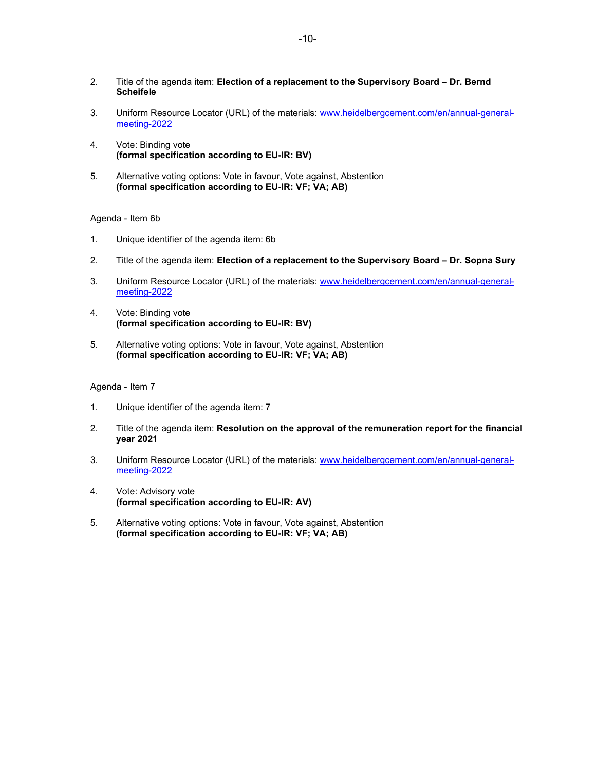2. Title of the agenda item: **Election of a replacement to the Supervisory Board – Dr. Bernd Scheifele**

3. Uniform Resource Locator (URL) of the materials: [www.heidelbergcement.com/en/annual-general-meeting-2022](www.heidelbergcement.com/en/annual-general-meeting-2022)

4. Vote: Binding vote
**(formal specification according to EU-IR: BV)**

5. Alternative voting options: Vote in favour, Vote against, Abstention
**(formal specification according to EU-IR: VF; VA; AB)**

Agenda - Item 6b

1. Unique identifier of the agenda item: 6b

2. Title of the agenda item: **Election of a replacement to the Supervisory Board – Dr. Sopna Sury**

3. Uniform Resource Locator (URL) of the materials: [www.heidelbergcement.com/en/annual-general-meeting-2022](www.heidelbergcement.com/en/annual-general-meeting-2022)

4. Vote: Binding vote
**(formal specification according to EU-IR: BV)**

5. Alternative voting options: Vote in favour, Vote against, Abstention
**(formal specification according to EU-IR: VF; VA; AB)**

Agenda - Item 7

1. Unique identifier of the agenda item: 7

2. Title of the agenda item: **Resolution on the approval of the remuneration report for the financial year 2021**

3. Uniform Resource Locator (URL) of the materials: [www.heidelbergcement.com/en/annual-general-meeting-2022](www.heidelbergcement.com/en/annual-general-meeting-2022)

4. Vote: Advisory vote
**(formal specification according to EU-IR: AV)**

5. Alternative voting options: Vote in favour, Vote against, Abstention
**(formal specification according to EU-IR: VF; VA; AB)**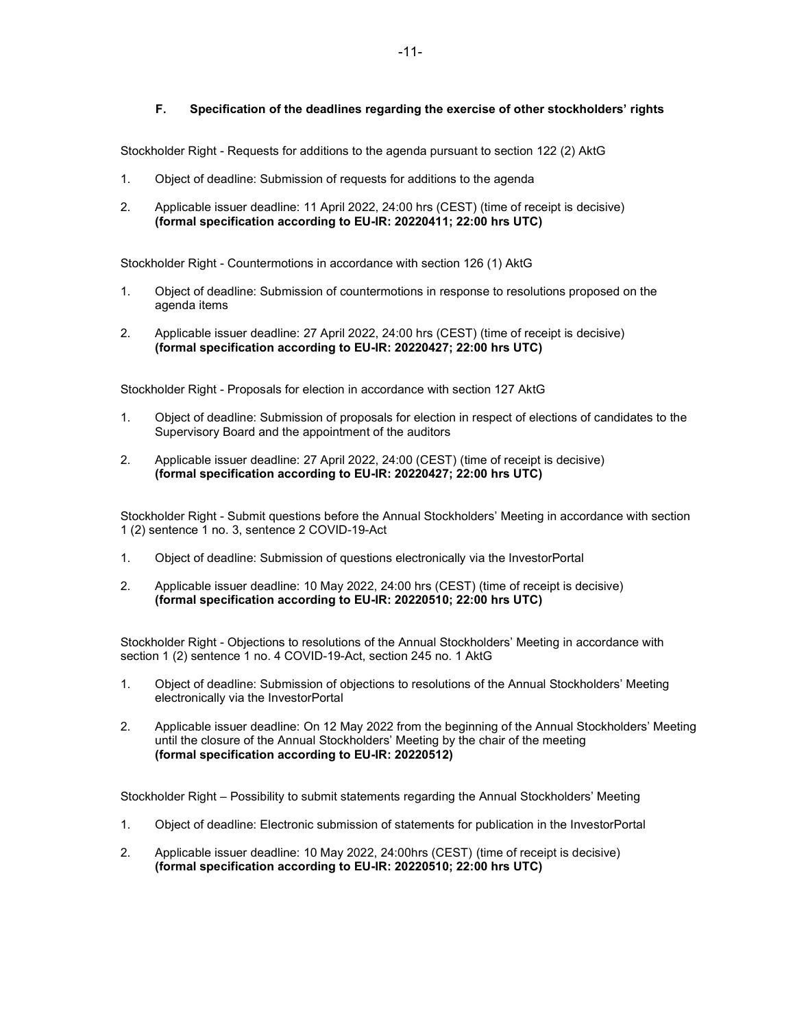## F. Specification of the deadlines regarding the exercise of other stockholders' rights

Stockholder Right - Requests for additions to the agenda pursuant to section 122 (2) AktG

1. Object of deadline: Submission of requests for additions to the agenda
2. Applicable issuer deadline: 11 April 2022, 24:00 hrs (CEST) (time of receipt is decisive) **(formal specification according to EU-IR: 20220411; 22:00 hrs UTC)**

Stockholder Right - Countermotions in accordance with section 126 (1) AktG

1. Object of deadline: Submission of countermotions in response to resolutions proposed on the agenda items
2. Applicable issuer deadline: 27 April 2022, 24:00 hrs (CEST) (time of receipt is decisive) **(formal specification according to EU-IR: 20220427; 22:00 hrs UTC)**

Stockholder Right - Proposals for election in accordance with section 127 AktG

1. Object of deadline: Submission of proposals for election in respect of elections of candidates to the Supervisory Board and the appointment of the auditors
2. Applicable issuer deadline: 27 April 2022, 24:00 (CEST) (time of receipt is decisive) **(formal specification according to EU-IR: 20220427; 22:00 hrs UTC)**

Stockholder Right - Submit questions before the Annual Stockholders' Meeting in accordance with section 1 (2) sentence 1 no. 3, sentence 2 COVID-19-Act

1. Object of deadline: Submission of questions electronically via the InvestorPortal
2. Applicable issuer deadline: 10 May 2022, 24:00 hrs (CEST) (time of receipt is decisive) **(formal specification according to EU-IR: 20220510; 22:00 hrs UTC)**

Stockholder Right - Objections to resolutions of the Annual Stockholders' Meeting in accordance with section 1 (2) sentence 1 no. 4 COVID-19-Act, section 245 no. 1 AktG

1. Object of deadline: Submission of objections to resolutions of the Annual Stockholders' Meeting electronically via the InvestorPortal
2. Applicable issuer deadline: On 12 May 2022 from the beginning of the Annual Stockholders' Meeting until the closure of the Annual Stockholders' Meeting by the chair of the meeting **(formal specification according to EU-IR: 20220512)**

Stockholder Right – Possibility to submit statements regarding the Annual Stockholders' Meeting

1. Object of deadline: Electronic submission of statements for publication in the InvestorPortal
2. Applicable issuer deadline: 10 May 2022, 24:00hrs (CEST) (time of receipt is decisive) **(formal specification according to EU-IR: 20220510; 22:00 hrs UTC)**